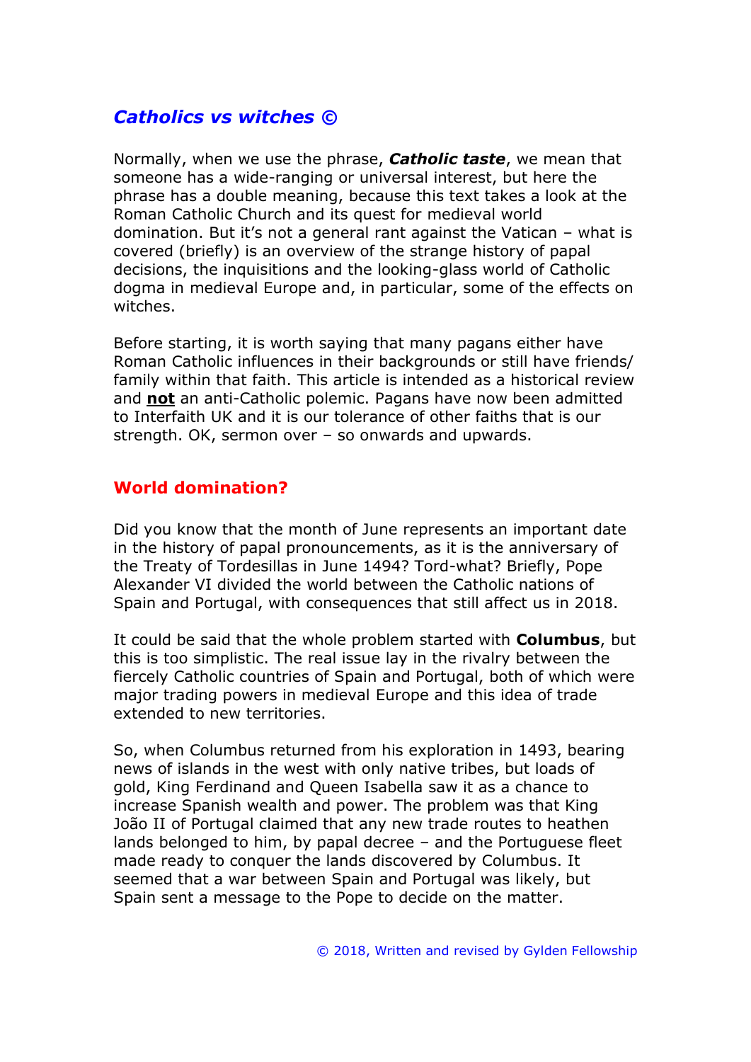## *Catholics vs witches ©*

Normally, when we use the phrase, ***Catholic taste***, we mean that someone has a wide-ranging or universal interest, but here the phrase has a double meaning, because this text takes a look at the Roman Catholic Church and its quest for medieval world domination. But it's not a general rant against the Vatican – what is covered (briefly) is an overview of the strange history of papal decisions, the inquisitions and the looking-glass world of Catholic dogma in medieval Europe and, in particular, some of the effects on witches.

Before starting, it is worth saying that many pagans either have Roman Catholic influences in their backgrounds or still have friends/ family within that faith. This article is intended as a historical review and **not** an anti-Catholic polemic. Pagans have now been admitted to Interfaith UK and it is our tolerance of other faiths that is our strength. OK, sermon over – so onwards and upwards.

### World domination?

Did you know that the month of June represents an important date in the history of papal pronouncements, as it is the anniversary of the Treaty of Tordesillas in June 1494? Tord-what? Briefly, Pope Alexander VI divided the world between the Catholic nations of Spain and Portugal, with consequences that still affect us in 2018.

It could be said that the whole problem started with **Columbus**, but this is too simplistic. The real issue lay in the rivalry between the fiercely Catholic countries of Spain and Portugal, both of which were major trading powers in medieval Europe and this idea of trade extended to new territories.

So, when Columbus returned from his exploration in 1493, bearing news of islands in the west with only native tribes, but loads of gold, King Ferdinand and Queen Isabella saw it as a chance to increase Spanish wealth and power. The problem was that King João II of Portugal claimed that any new trade routes to heathen lands belonged to him, by papal decree – and the Portuguese fleet made ready to conquer the lands discovered by Columbus. It seemed that a war between Spain and Portugal was likely, but Spain sent a message to the Pope to decide on the matter.

© 2018, Written and revised by Gylden Fellowship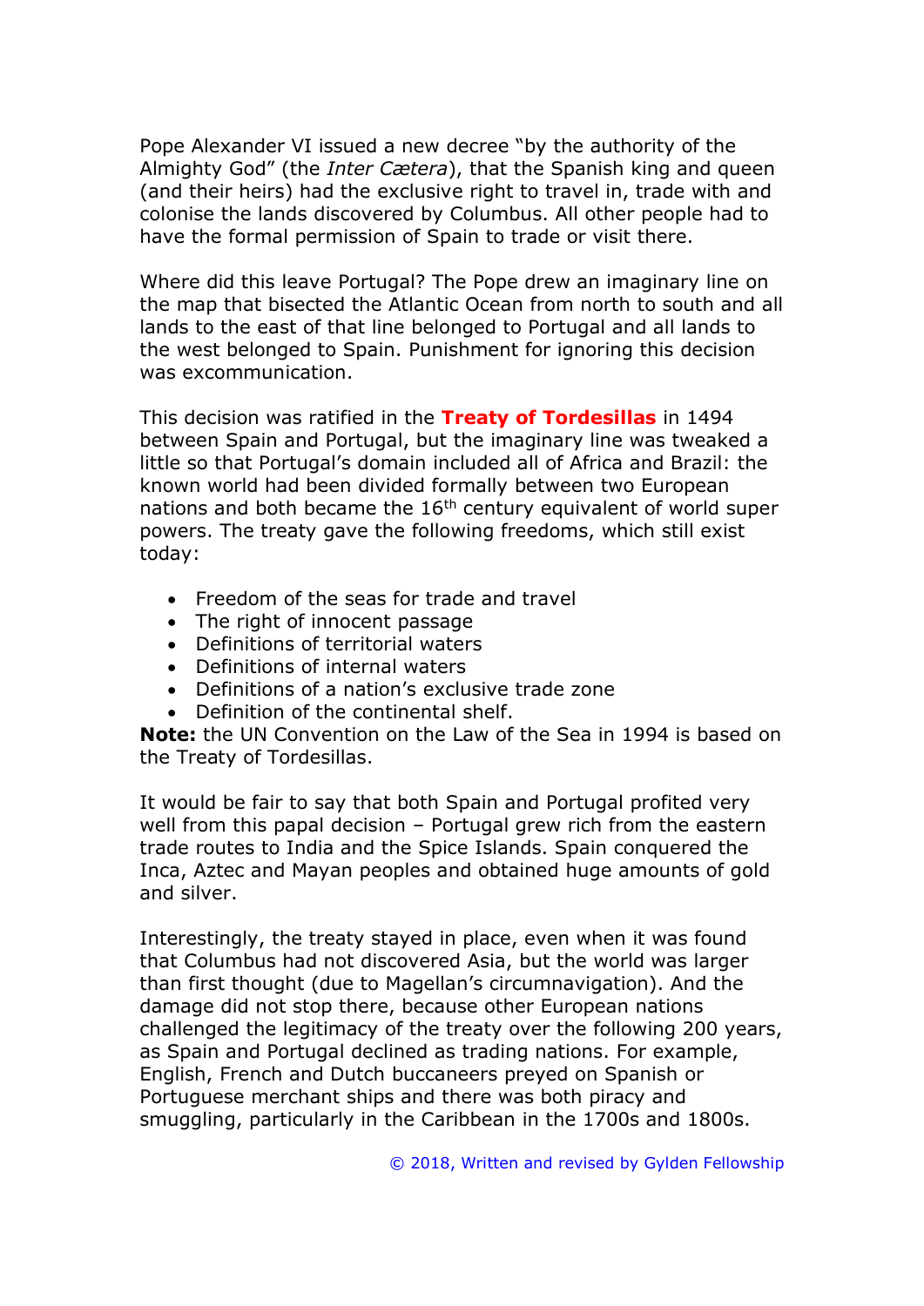Pope Alexander VI issued a new decree "by the authority of the Almighty God" (the *Inter Cætera*), that the Spanish king and queen (and their heirs) had the exclusive right to travel in, trade with and colonise the lands discovered by Columbus. All other people had to have the formal permission of Spain to trade or visit there.

Where did this leave Portugal? The Pope drew an imaginary line on the map that bisected the Atlantic Ocean from north to south and all lands to the east of that line belonged to Portugal and all lands to the west belonged to Spain. Punishment for ignoring this decision was excommunication.

This decision was ratified in the **Treaty of Tordesillas** in 1494 between Spain and Portugal, but the imaginary line was tweaked a little so that Portugal's domain included all of Africa and Brazil: the known world had been divided formally between two European nations and both became the 16th century equivalent of world super powers. The treaty gave the following freedoms, which still exist today:

- Freedom of the seas for trade and travel
- The right of innocent passage
- Definitions of territorial waters
- Definitions of internal waters
- Definitions of a nation's exclusive trade zone
- Definition of the continental shelf.

**Note:** the UN Convention on the Law of the Sea in 1994 is based on the Treaty of Tordesillas.

It would be fair to say that both Spain and Portugal profited very well from this papal decision – Portugal grew rich from the eastern trade routes to India and the Spice Islands. Spain conquered the Inca, Aztec and Mayan peoples and obtained huge amounts of gold and silver.

Interestingly, the treaty stayed in place, even when it was found that Columbus had not discovered Asia, but the world was larger than first thought (due to Magellan's circumnavigation). And the damage did not stop there, because other European nations challenged the legitimacy of the treaty over the following 200 years, as Spain and Portugal declined as trading nations. For example, English, French and Dutch buccaneers preyed on Spanish or Portuguese merchant ships and there was both piracy and smuggling, particularly in the Caribbean in the 1700s and 1800s.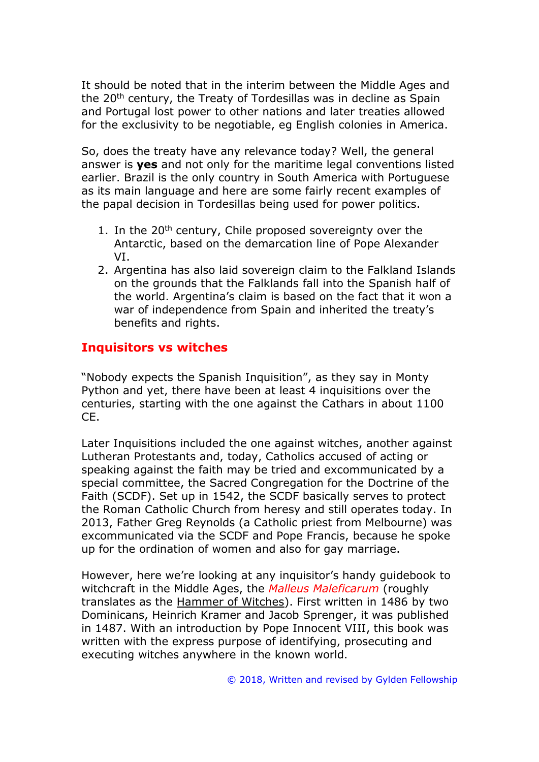It should be noted that in the interim between the Middle Ages and the 20th century, the Treaty of Tordesillas was in decline as Spain and Portugal lost power to other nations and later treaties allowed for the exclusivity to be negotiable, eg English colonies in America.

So, does the treaty have any relevance today? Well, the general answer is **yes** and not only for the maritime legal conventions listed earlier. Brazil is the only country in South America with Portuguese as its main language and here are some fairly recent examples of the papal decision in Tordesillas being used for power politics.

1. In the 20th century, Chile proposed sovereignty over the Antarctic, based on the demarcation line of Pope Alexander VI.
2. Argentina has also laid sovereign claim to the Falkland Islands on the grounds that the Falklands fall into the Spanish half of the world. Argentina's claim is based on the fact that it won a war of independence from Spain and inherited the treaty's benefits and rights.

## Inquisitors vs witches

"Nobody expects the Spanish Inquisition", as they say in Monty Python and yet, there have been at least 4 inquisitions over the centuries, starting with the one against the Cathars in about 1100 CE.

Later Inquisitions included the one against witches, another against Lutheran Protestants and, today, Catholics accused of acting or speaking against the faith may be tried and excommunicated by a special committee, the Sacred Congregation for the Doctrine of the Faith (SCDF). Set up in 1542, the SCDF basically serves to protect the Roman Catholic Church from heresy and still operates today. In 2013, Father Greg Reynolds (a Catholic priest from Melbourne) was excommunicated via the SCDF and Pope Francis, because he spoke up for the ordination of women and also for gay marriage.

However, here we're looking at any inquisitor's handy guidebook to witchcraft in the Middle Ages, the *Malleus Maleficarum* (roughly translates as the Hammer of Witches). First written in 1486 by two Dominicans, Heinrich Kramer and Jacob Sprenger, it was published in 1487. With an introduction by Pope Innocent VIII, this book was written with the express purpose of identifying, prosecuting and executing witches anywhere in the known world.

© 2018, Written and revised by Gylden Fellowship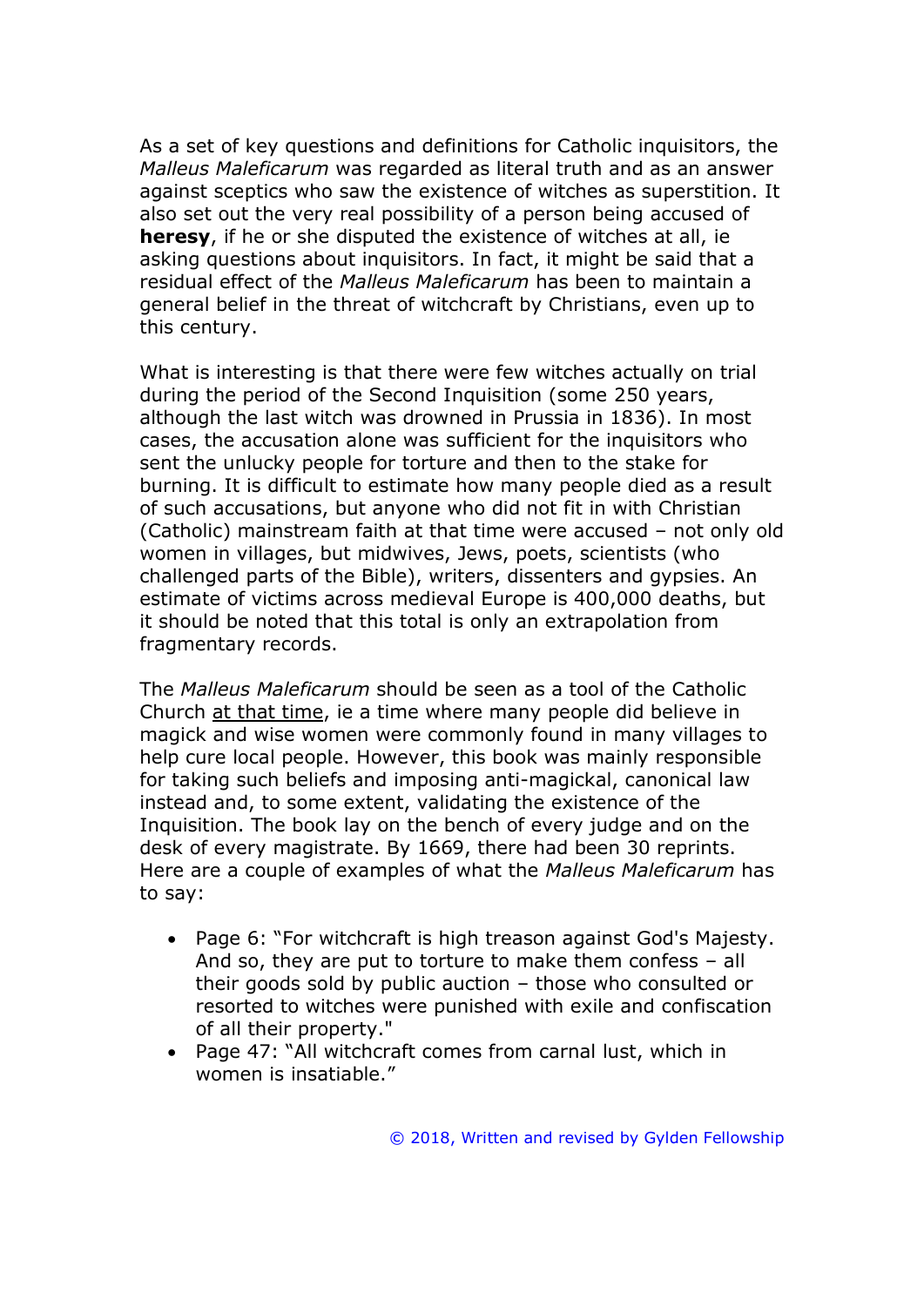As a set of key questions and definitions for Catholic inquisitors, the *Malleus Maleficarum* was regarded as literal truth and as an answer against sceptics who saw the existence of witches as superstition. It also set out the very real possibility of a person being accused of **heresy**, if he or she disputed the existence of witches at all, ie asking questions about inquisitors. In fact, it might be said that a residual effect of the *Malleus Maleficarum* has been to maintain a general belief in the threat of witchcraft by Christians, even up to this century.

What is interesting is that there were few witches actually on trial during the period of the Second Inquisition (some 250 years, although the last witch was drowned in Prussia in 1836). In most cases, the accusation alone was sufficient for the inquisitors who sent the unlucky people for torture and then to the stake for burning. It is difficult to estimate how many people died as a result of such accusations, but anyone who did not fit in with Christian (Catholic) mainstream faith at that time were accused – not only old women in villages, but midwives, Jews, poets, scientists (who challenged parts of the Bible), writers, dissenters and gypsies. An estimate of victims across medieval Europe is 400,000 deaths, but it should be noted that this total is only an extrapolation from fragmentary records.

The *Malleus Maleficarum* should be seen as a tool of the Catholic Church <u>at that time</u>, ie a time where many people did believe in magick and wise women were commonly found in many villages to help cure local people. However, this book was mainly responsible for taking such beliefs and imposing anti-magickal, canonical law instead and, to some extent, validating the existence of the Inquisition. The book lay on the bench of every judge and on the desk of every magistrate. By 1669, there had been 30 reprints. Here are a couple of examples of what the *Malleus Maleficarum* has to say:

- Page 6: "For witchcraft is high treason against God's Majesty. And so, they are put to torture to make them confess – all their goods sold by public auction – those who consulted or resorted to witches were punished with exile and confiscation of all their property."
- Page 47: "All witchcraft comes from carnal lust, which in women is insatiable."

© 2018, Written and revised by Gylden Fellowship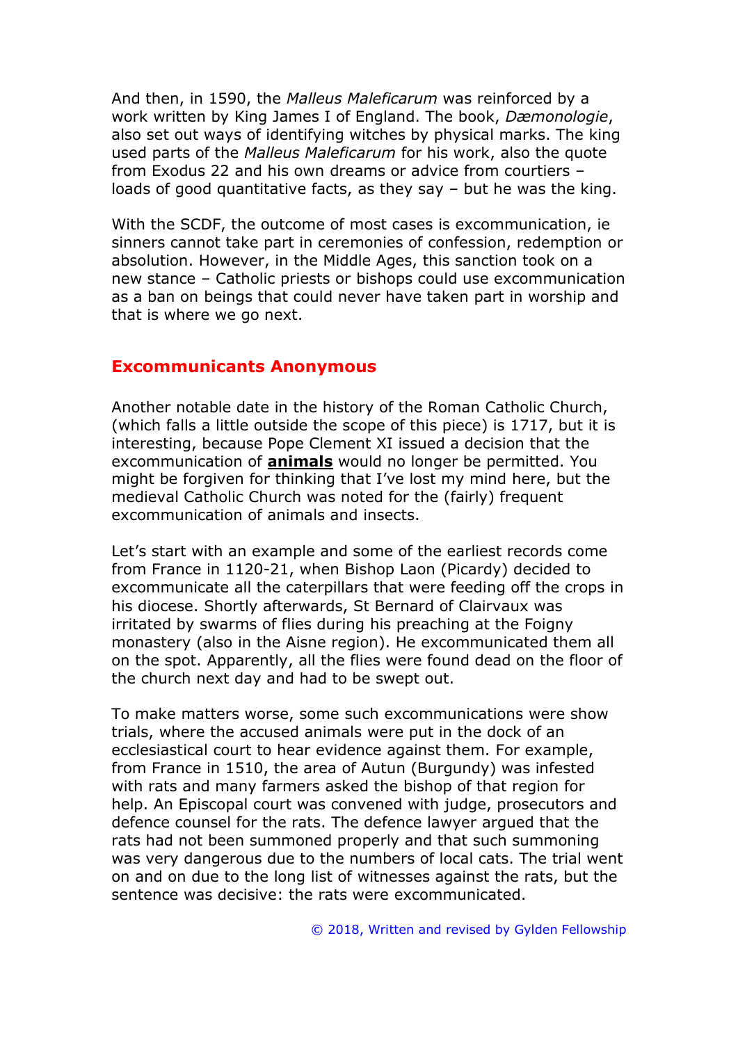And then, in 1590, the *Malleus Maleficarum* was reinforced by a work written by King James I of England. The book, *Dæmonologie*, also set out ways of identifying witches by physical marks. The king used parts of the *Malleus Maleficarum* for his work, also the quote from Exodus 22 and his own dreams or advice from courtiers – loads of good quantitative facts, as they say – but he was the king.

With the SCDF, the outcome of most cases is excommunication, ie sinners cannot take part in ceremonies of confession, redemption or absolution. However, in the Middle Ages, this sanction took on a new stance – Catholic priests or bishops could use excommunication as a ban on beings that could never have taken part in worship and that is where we go next.

## Excommunicants Anonymous

Another notable date in the history of the Roman Catholic Church, (which falls a little outside the scope of this piece) is 1717, but it is interesting, because Pope Clement XI issued a decision that the excommunication of **animals** would no longer be permitted. You might be forgiven for thinking that I've lost my mind here, but the medieval Catholic Church was noted for the (fairly) frequent excommunication of animals and insects.

Let's start with an example and some of the earliest records come from France in 1120-21, when Bishop Laon (Picardy) decided to excommunicate all the caterpillars that were feeding off the crops in his diocese. Shortly afterwards, St Bernard of Clairvaux was irritated by swarms of flies during his preaching at the Foigny monastery (also in the Aisne region). He excommunicated them all on the spot. Apparently, all the flies were found dead on the floor of the church next day and had to be swept out.

To make matters worse, some such excommunications were show trials, where the accused animals were put in the dock of an ecclesiastical court to hear evidence against them. For example, from France in 1510, the area of Autun (Burgundy) was infested with rats and many farmers asked the bishop of that region for help. An Episcopal court was convened with judge, prosecutors and defence counsel for the rats. The defence lawyer argued that the rats had not been summoned properly and that such summoning was very dangerous due to the numbers of local cats. The trial went on and on due to the long list of witnesses against the rats, but the sentence was decisive: the rats were excommunicated.

© 2018, Written and revised by Gylden Fellowship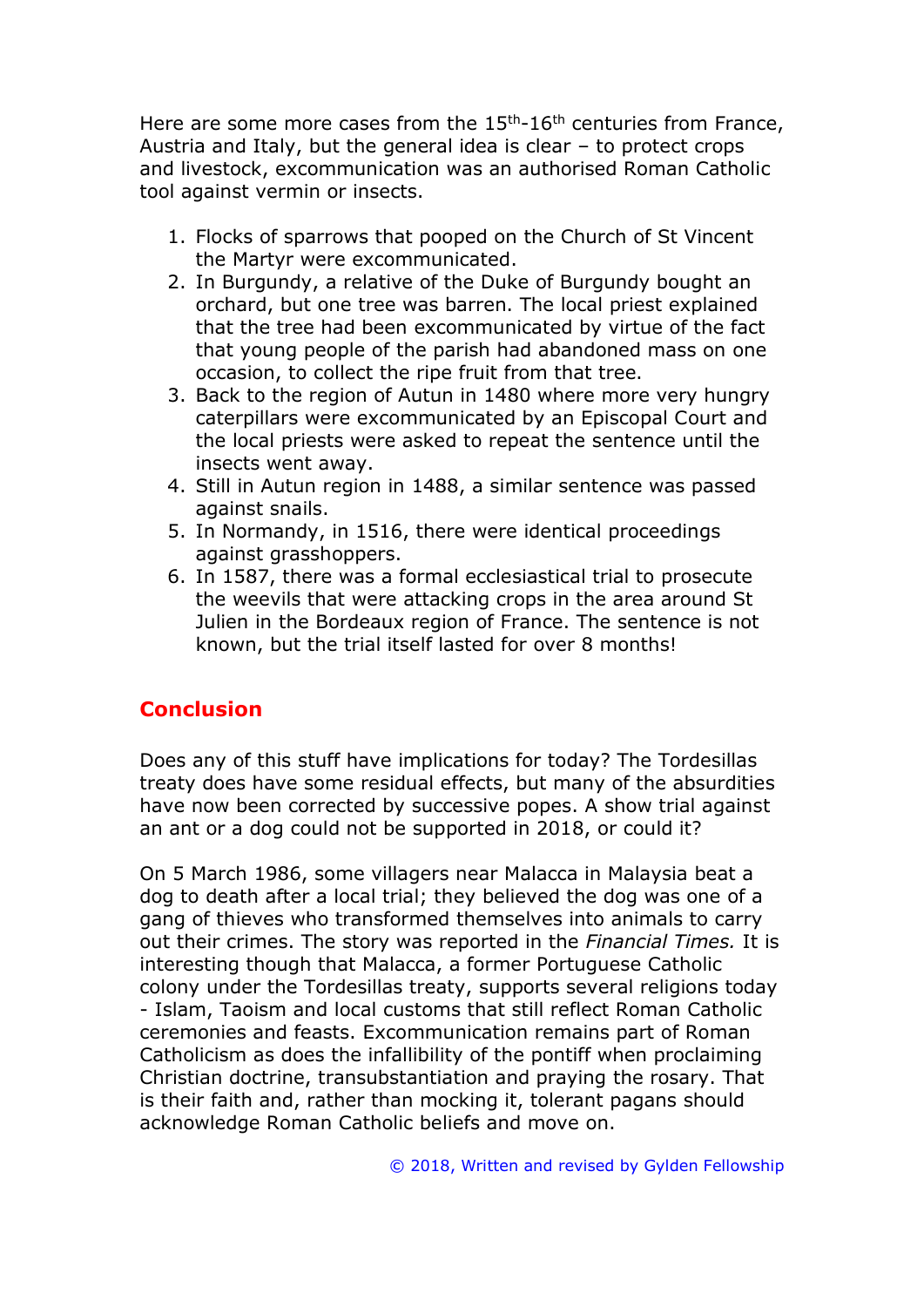Here are some more cases from the 15th-16th centuries from France, Austria and Italy, but the general idea is clear – to protect crops and livestock, excommunication was an authorised Roman Catholic tool against vermin or insects.

1. Flocks of sparrows that pooped on the Church of St Vincent the Martyr were excommunicated.
2. In Burgundy, a relative of the Duke of Burgundy bought an orchard, but one tree was barren. The local priest explained that the tree had been excommunicated by virtue of the fact that young people of the parish had abandoned mass on one occasion, to collect the ripe fruit from that tree.
3. Back to the region of Autun in 1480 where more very hungry caterpillars were excommunicated by an Episcopal Court and the local priests were asked to repeat the sentence until the insects went away.
4. Still in Autun region in 1488, a similar sentence was passed against snails.
5. In Normandy, in 1516, there were identical proceedings against grasshoppers.
6. In 1587, there was a formal ecclesiastical trial to prosecute the weevils that were attacking crops in the area around St Julien in the Bordeaux region of France. The sentence is not known, but the trial itself lasted for over 8 months!

## Conclusion

Does any of this stuff have implications for today? The Tordesillas treaty does have some residual effects, but many of the absurdities have now been corrected by successive popes. A show trial against an ant or a dog could not be supported in 2018, or could it?

On 5 March 1986, some villagers near Malacca in Malaysia beat a dog to death after a local trial; they believed the dog was one of a gang of thieves who transformed themselves into animals to carry out their crimes. The story was reported in the *Financial Times.* It is interesting though that Malacca, a former Portuguese Catholic colony under the Tordesillas treaty, supports several religions today - Islam, Taoism and local customs that still reflect Roman Catholic ceremonies and feasts. Excommunication remains part of Roman Catholicism as does the infallibility of the pontiff when proclaiming Christian doctrine, transubstantiation and praying the rosary. That is their faith and, rather than mocking it, tolerant pagans should acknowledge Roman Catholic beliefs and move on.

© 2018, Written and revised by Gylden Fellowship